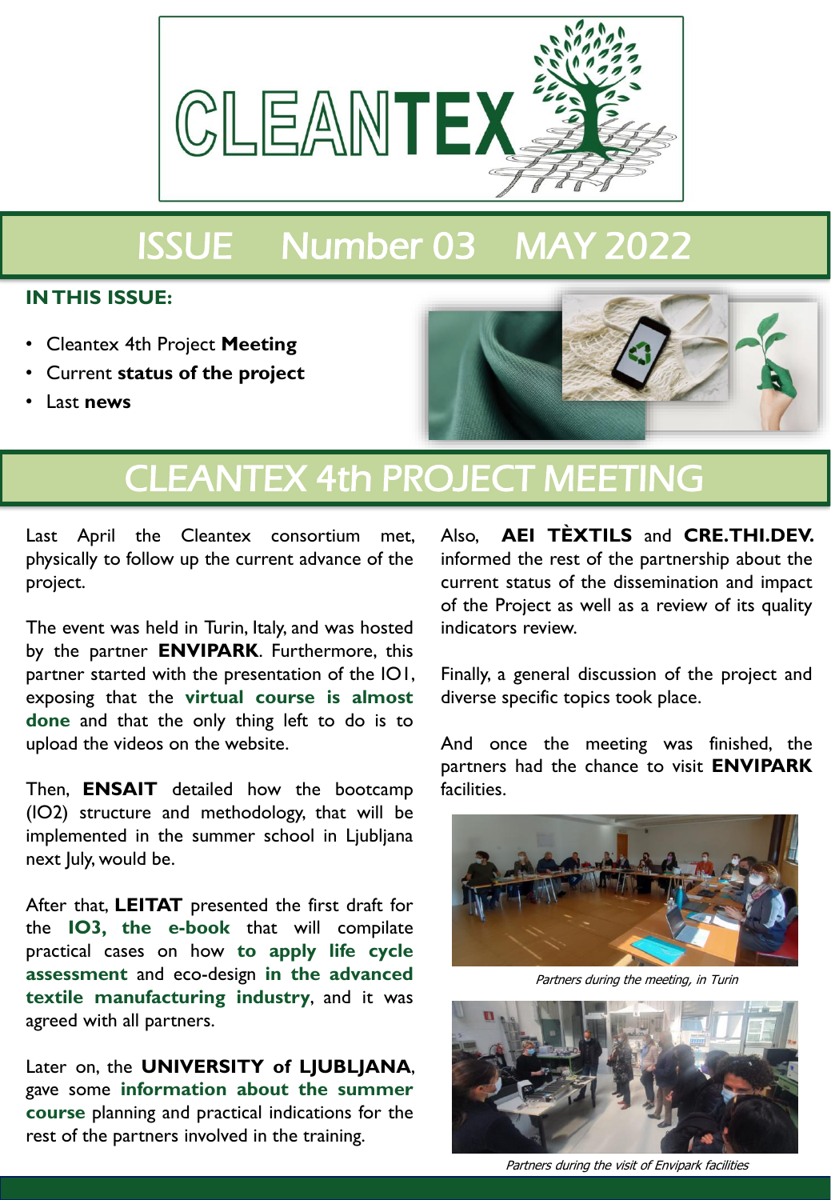# CLEANTEX

## ISSUE Number 03 MAY 2022

**IN THIS ISSUE:**

- Cleantex 4th Project **Meeting**
- Current **status of the project**
- Last **news**

## CLEANTEX 4th PROJECT MEETING

Last April the Cleantex consortium met, physically to follow up the current advance of the project.

The event was held in Turin, Italy, and was hosted by the partner **ENVIPARK**. Furthermore, this partner started with the presentation of the IO1, exposing that the **virtual course is almost done** and that the only thing left to do is to upload the videos on the website.

Then, **ENSAIT** detailed how the bootcamp (IO2) structure and methodology, that will be implemented in the summer school in Ljubljana next July, would be.

After that, **LEITAT** presented the first draft for the **IO3, the e-book** that will compile practical cases on how **to apply life cycle assessment** and eco-design **in the advanced textile manufacturing industry**, and it was agreed with all partners.

Later on, the **UNIVERSITY of LJUBLJANA**, gave some **information about the summer course** planning and practical indications for the rest of the partners involved in the training.

Also, **AEI TÈXTILS** and **CRE.THI.DEV.** informed the rest of the partnership about the current status of the dissemination and impact of the Project as well as a review of its quality indicators review.

Finally, a general discussion of the project and diverse specific topics took place.

And once the meeting was finished, the partners had the chance to visit **ENVIPARK** facilities.

*Partners during the meeting, in Turin*

*Partners during the visit of Envipark facilities*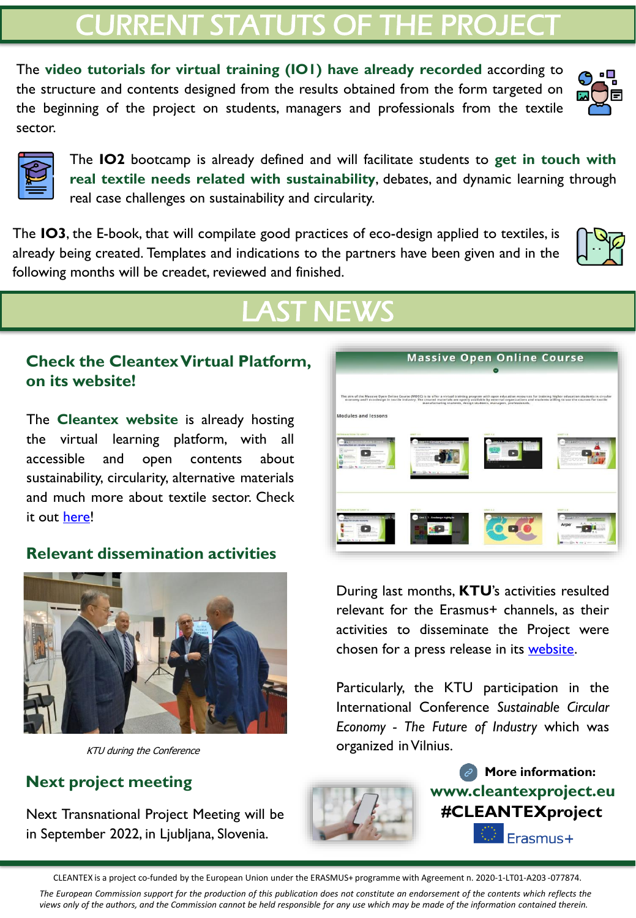# CURRENT STATUTS OF THE PROJECT

The **video tutorials for virtual training (IO1) have already recorded** according to the structure and contents designed from the results obtained from the form targeted on the beginning of the project on students, managers and professionals from the textile sector.

The **IO2** bootcamp is already defined and will facilitate students to **get in touch with real textile needs related with sustainability**, debates, and dynamic learning through real case challenges on sustainability and circularity.

The **IO3**, the E-book, that will compile good practices of eco-design applied to textiles, is already being created. Templates and indications to the partners have been given and in the following months will be creadet, reviewed and finished.

# LAST NEWS

## Check the Cleantex Virtual Platform, on its website!

The **Cleantex website** is already hosting the virtual learning platform, with all accessible and open contents about sustainability, circularity, alternative materials and much more about textile sector. Check it out here!

## Relevant dissemination activities

*KTU during the Conference*

During last months, **KTU**'s activities resulted relevant for the Erasmus+ channels, as their activities to disseminate the Project were chosen for a press release in its website.

Particularly, the KTU participation in the International Conference *Sustainable Circular Economy - The Future of Industry* which was organized in Vilnius.

## Next project meeting

Next Transnational Project Meeting will be in September 2022, in Ljubljana, Slovenia.

**More information:**
**www.cleantexproject.eu**
**#CLEANTEXproject**

Erasmus+

CLEANTEX is a project co-funded by the European Union under the ERASMUS+ programme with Agreement n. 2020-1-LT01-A203 -077874.

*The European Commission support for the production of this publication does not constitute an endorsement of the contents which reflects the views only of the authors, and the Commission cannot be held responsible for any use which may be made of the information contained therein.*